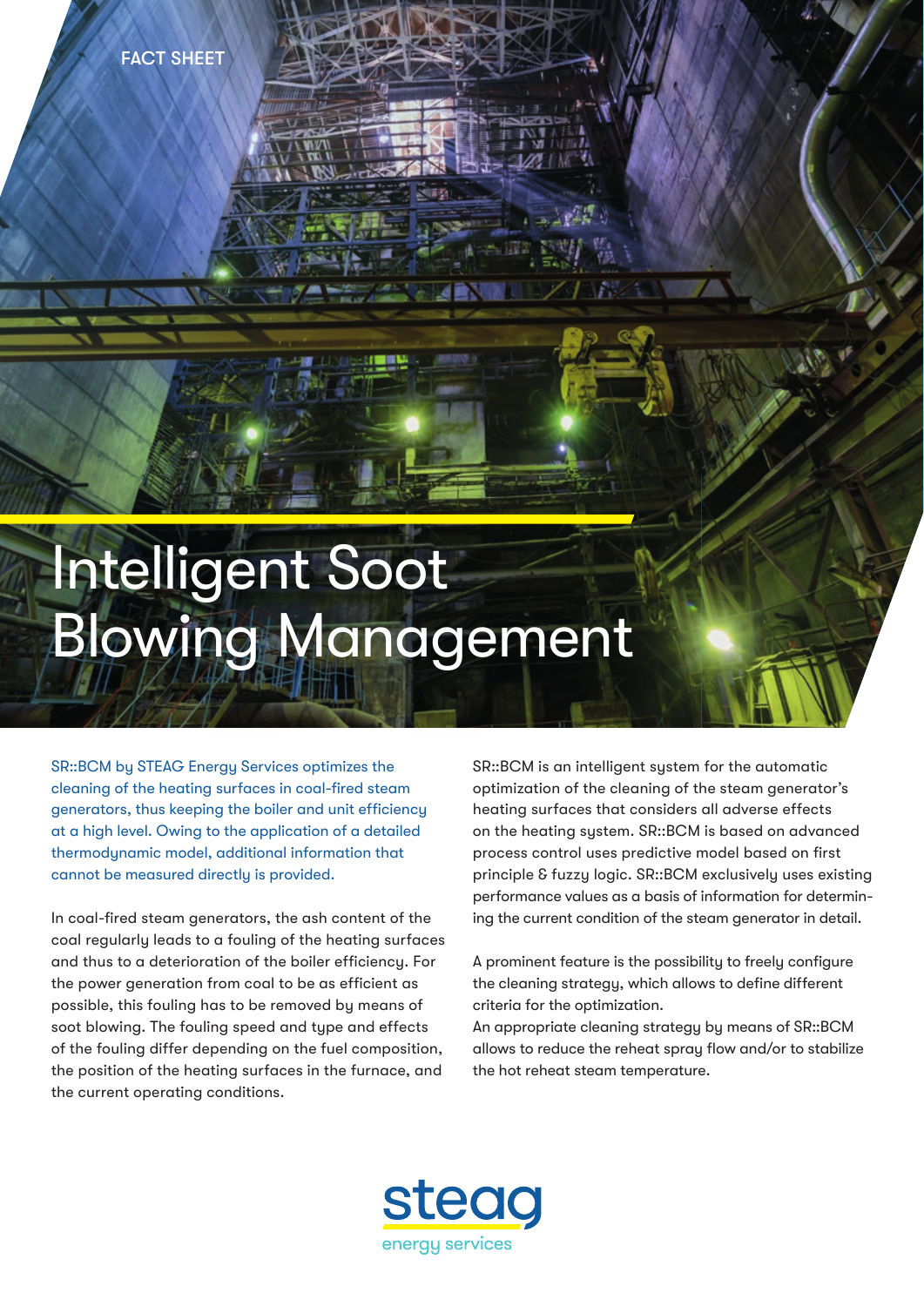FACT SHEET

# Intelligent Soot Blowing Management

SR::BCM by STEAG Energy Services optimizes the cleaning of the heating surfaces in coal-fired steam generators, thus keeping the boiler and unit efficiency at a high level. Owing to the application of a detailed thermodynamic model, additional information that cannot be measured directly is provided.

In coal-fired steam generators, the ash content of the coal regularly leads to a fouling of the heating surfaces and thus to a deterioration of the boiler efficiency. For the power generation from coal to be as efficient as possible, this fouling has to be removed by means of soot blowing. The fouling speed and type and effects of the fouling differ depending on the fuel composition, the position of the heating surfaces in the furnace, and the current operating conditions.

SR::BCM is an intelligent system for the automatic optimization of the cleaning of the steam generator's heating surfaces that considers all adverse effects on the heating system. SR::BCM is based on advanced process control uses predictive model based on first principle & fuzzy logic. SR::BCM exclusively uses existing performance values as a basis of information for determining the current condition of the steam generator in detail.

A prominent feature is the possibility to freely configure the cleaning strategy, which allows to define different criteria for the optimization.
An appropriate cleaning strategy by means of SR::BCM allows to reduce the reheat spray flow and/or to stabilize the hot reheat steam temperature.

steag
energy services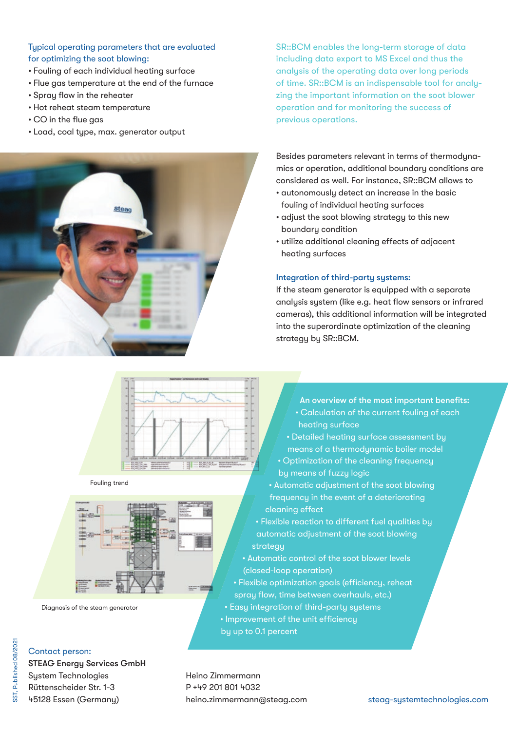Typical operating parameters that are evaluated for optimizing the soot blowing:

- Fouling of each individual heating surface
- Flue gas temperature at the end of the furnace
- Spray flow in the reheater
- Hot reheat steam temperature
- CO in the flue gas
- Load, coal type, max. generator output

SR::BCM enables the long-term storage of data including data export to MS Excel and thus the analysis of the operating data over long periods of time. SR::BCM is an indispensable tool for analyzing the important information on the soot blower operation and for monitoring the success of previous operations.

Besides parameters relevant in terms of thermodynamics or operation, additional boundary conditions are considered as well. For instance, SR::BCM allows to

- autonomously detect an increase in the basic fouling of individual heating surfaces
- adjust the soot blowing strategy to this new boundary condition
- utilize additional cleaning effects of adjacent heating surfaces

## Integration of third-party systems:

If the steam generator is equipped with a separate analysis system (like e.g. heat flow sensors or infrared cameras), this additional information will be integrated into the superordinate optimization of the cleaning strategy by SR::BCM.

Fouling trend

Diagnosis of the steam generator

## An overview of the most important benefits:

- Calculation of the current fouling of each heating surface
- Detailed heating surface assessment by means of a thermodynamic boiler model
- Optimization of the cleaning frequency by means of fuzzy logic
- Automatic adjustment of the soot blowing frequency in the event of a deteriorating cleaning effect
- Flexible reaction to different fuel qualities by automatic adjustment of the soot blowing strategy
- Automatic control of the soot blower levels (closed-loop operation)
- Flexible optimization goals (efficiency, reheat spray flow, time between overhauls, etc.)
- Easy integration of third-party systems
- Improvement of the unit efficiency by up to 0.1 percent

Contact person:
**STEAG Energy Services GmbH**
System Technologies
Rüttenscheider Str. 1-3
45128 Essen (Germany)

Heino Zimmermann
P +49 201 801 4032
heino.zimmermann@steag.com

steag-systemtechnologies.com

SST, Published 08/2021